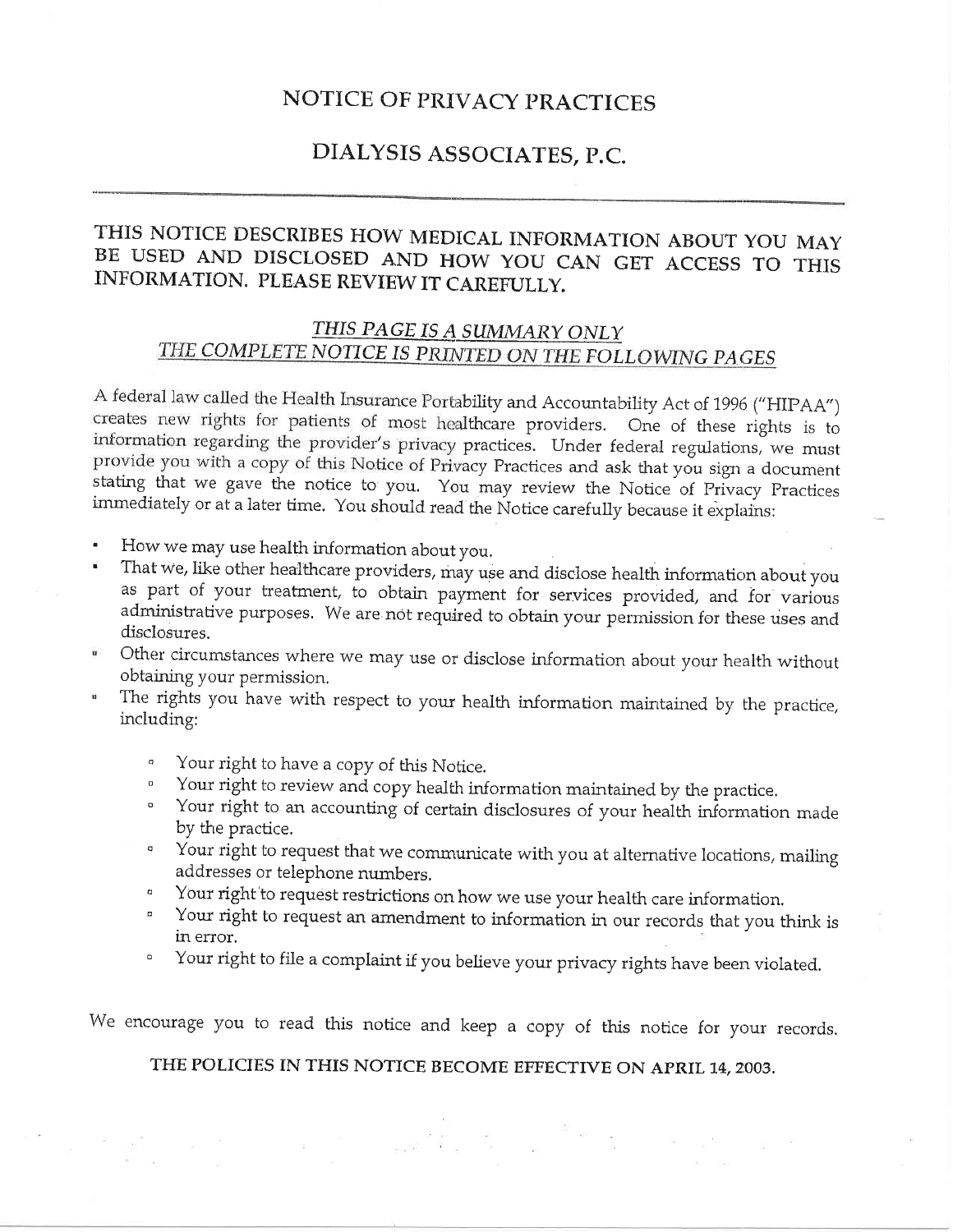# NOTICE OF PRIVACY PRACTICES

# DIALYSIS ASSOCIATES, P.C.

---

## THIS NOTICE DESCRIBES HOW MEDICAL INFORMATION ABOUT YOU MAY BE USED AND DISCLOSED AND HOW YOU CAN GET ACCESS TO THIS INFORMATION. PLEASE REVIEW IT CAREFULLY.

*THIS PAGE IS A SUMMARY ONLY*
*THE COMPLETE NOTICE IS PRINTED ON THE FOLLOWING PAGES*

A federal law called the Health Insurance Portability and Accountability Act of 1996 ("HIPAA") creates new rights for patients of most healthcare providers. One of these rights is to information regarding the provider's privacy practices. Under federal regulations, we must provide you with a copy of this Notice of Privacy Practices and ask that you sign a document stating that we gave the notice to you. You may review the Notice of Privacy Practices immediately or at a later time. You should read the Notice carefully because it explains:

- How we may use health information about you.
- That we, like other healthcare providers, may use and disclose health information about you as part of your treatment, to obtain payment for services provided, and for various administrative purposes. We are not required to obtain your permission for these uses and disclosures.
- Other circumstances where we may use or disclose information about your health without obtaining your permission.
- The rights you have with respect to your health information maintained by the practice, including:
  - Your right to have a copy of this Notice.
  - Your right to review and copy health information maintained by the practice.
  - Your right to an accounting of certain disclosures of your health information made by the practice.
  - Your right to request that we communicate with you at alternative locations, mailing addresses or telephone numbers.
  - Your right to request restrictions on how we use your health care information.
  - Your right to request an amendment to information in our records that you think is in error.
  - Your right to file a complaint if you believe your privacy rights have been violated.

We encourage you to read this notice and keep a copy of this notice for your records.

**THE POLICIES IN THIS NOTICE BECOME EFFECTIVE ON APRIL 14, 2003.**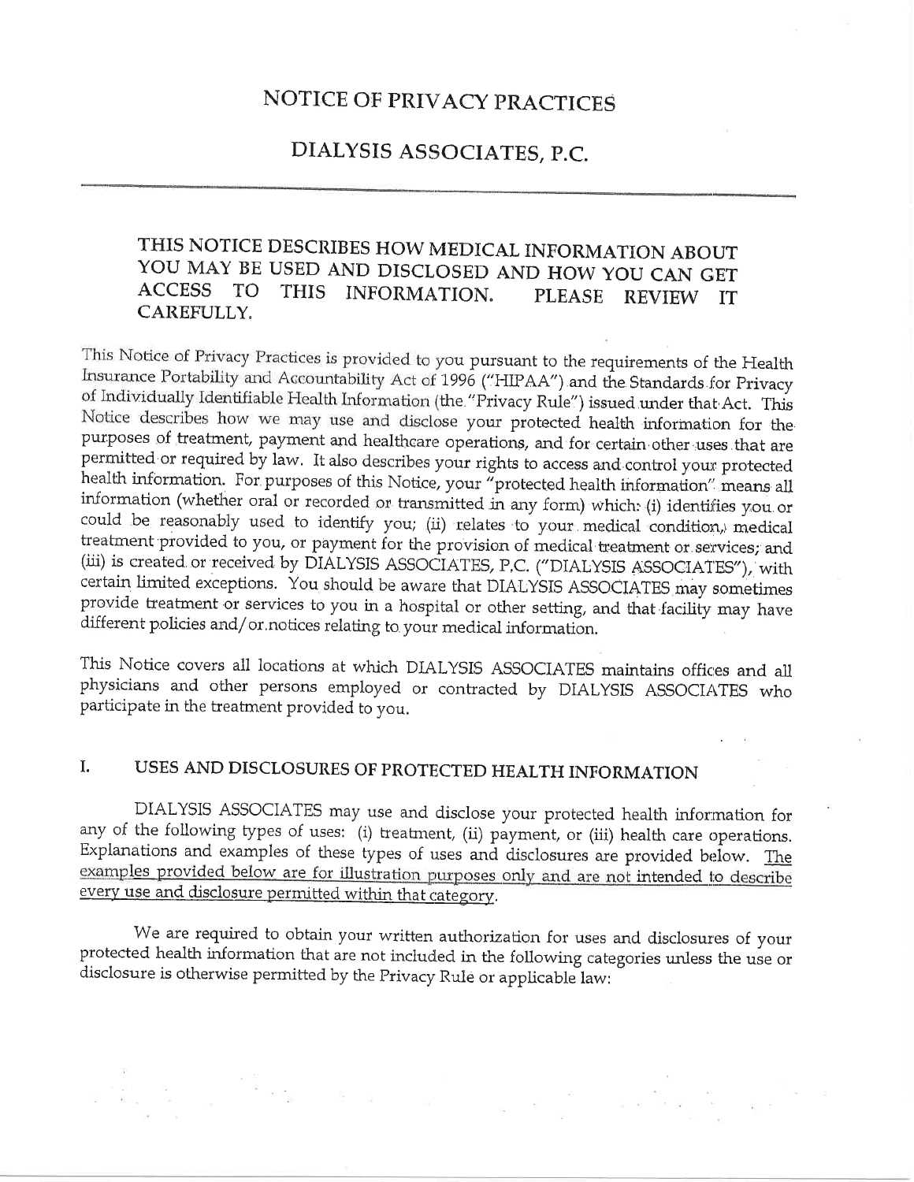# NOTICE OF PRIVACY PRACTICES

## DIALYSIS ASSOCIATES, P.C.

---

### THIS NOTICE DESCRIBES HOW MEDICAL INFORMATION ABOUT YOU MAY BE USED AND DISCLOSED AND HOW YOU CAN GET ACCESS TO THIS INFORMATION. PLEASE REVIEW IT CAREFULLY.

This Notice of Privacy Practices is provided to you pursuant to the requirements of the Health Insurance Portability and Accountability Act of 1996 ("HIPAA") and the Standards for Privacy of Individually Identifiable Health Information (the "Privacy Rule") issued under that Act. This Notice describes how we may use and disclose your protected health information for the purposes of treatment, payment and healthcare operations, and for certain other uses that are permitted or required by law. It also describes your rights to access and control your protected health information. For purposes of this Notice, your "protected health information" means all information (whether oral or recorded or transmitted in any form) which: (i) identifies you or could be reasonably used to identify you; (ii) relates to your medical condition, medical treatment provided to you, or payment for the provision of medical treatment or services; and (iii) is created or received by DIALYSIS ASSOCIATES, P.C. ("DIALYSIS ASSOCIATES"), with certain limited exceptions. You should be aware that DIALYSIS ASSOCIATES may sometimes provide treatment or services to you in a hospital or other setting, and that facility may have different policies and/or notices relating to your medical information.

This Notice covers all locations at which DIALYSIS ASSOCIATES maintains offices and all physicians and other persons employed or contracted by DIALYSIS ASSOCIATES who participate in the treatment provided to you.

## I. USES AND DISCLOSURES OF PROTECTED HEALTH INFORMATION

DIALYSIS ASSOCIATES may use and disclose your protected health information for any of the following types of uses: (i) treatment, (ii) payment, or (iii) health care operations. Explanations and examples of these types of uses and disclosures are provided below. The examples provided below are for illustration purposes only and are not intended to describe every use and disclosure permitted within that category.

We are required to obtain your written authorization for uses and disclosures of your protected health information that are not included in the following categories unless the use or disclosure is otherwise permitted by the Privacy Rule or applicable law: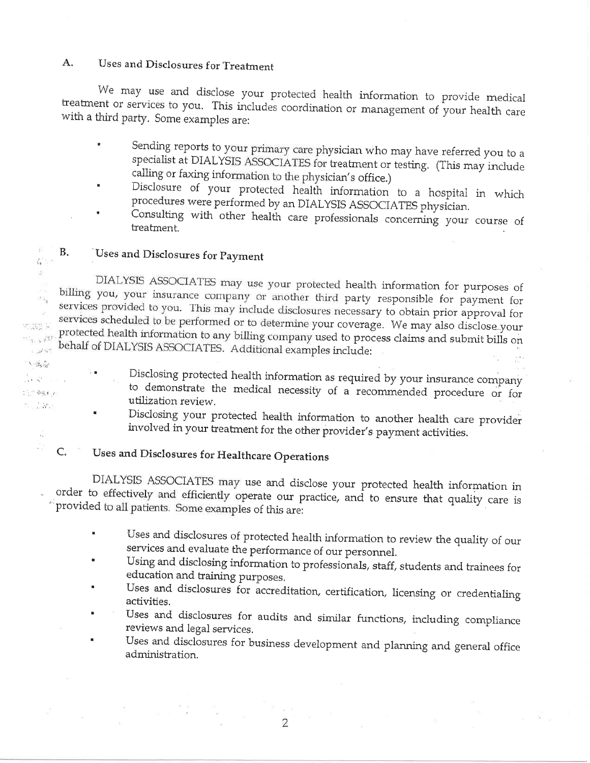## A. Uses and Disclosures for Treatment

We may use and disclose your protected health information to provide medical treatment or services to you. This includes coordination or management of your health care with a third party. Some examples are:

- Sending reports to your primary care physician who may have referred you to a specialist at DIALYSIS ASSOCIATES for treatment or testing. (This may include calling or faxing information to the physician's office.)
- Disclosure of your protected health information to a hospital in which procedures were performed by an DIALYSIS ASSOCIATES physician.
- Consulting with other health care professionals concerning your course of treatment.

## B. Uses and Disclosures for Payment

DIALYSIS ASSOCIATES may use your protected health information for purposes of billing you, your insurance company or another third party responsible for payment for services provided to you. This may include disclosures necessary to obtain prior approval for services scheduled to be performed or to determine your coverage. We may also disclose your protected health information to any billing company used to process claims and submit bills on behalf of DIALYSIS ASSOCIATES. Additional examples include:

- Disclosing protected health information as required by your insurance company to demonstrate the medical necessity of a recommended procedure or for utilization review.
- Disclosing your protected health information to another health care provider involved in your treatment for the other provider's payment activities.

## C. Uses and Disclosures for Healthcare Operations

DIALYSIS ASSOCIATES may use and disclose your protected health information in order to effectively and efficiently operate our practice, and to ensure that quality care is provided to all patients. Some examples of this are:

- Uses and disclosures of protected health information to review the quality of our services and evaluate the performance of our personnel.
- Using and disclosing information to professionals, staff, students and trainees for education and training purposes.
- Uses and disclosures for accreditation, certification, licensing or credentialing activities.
- Uses and disclosures for audits and similar functions, including compliance reviews and legal services.
- Uses and disclosures for business development and planning and general office administration.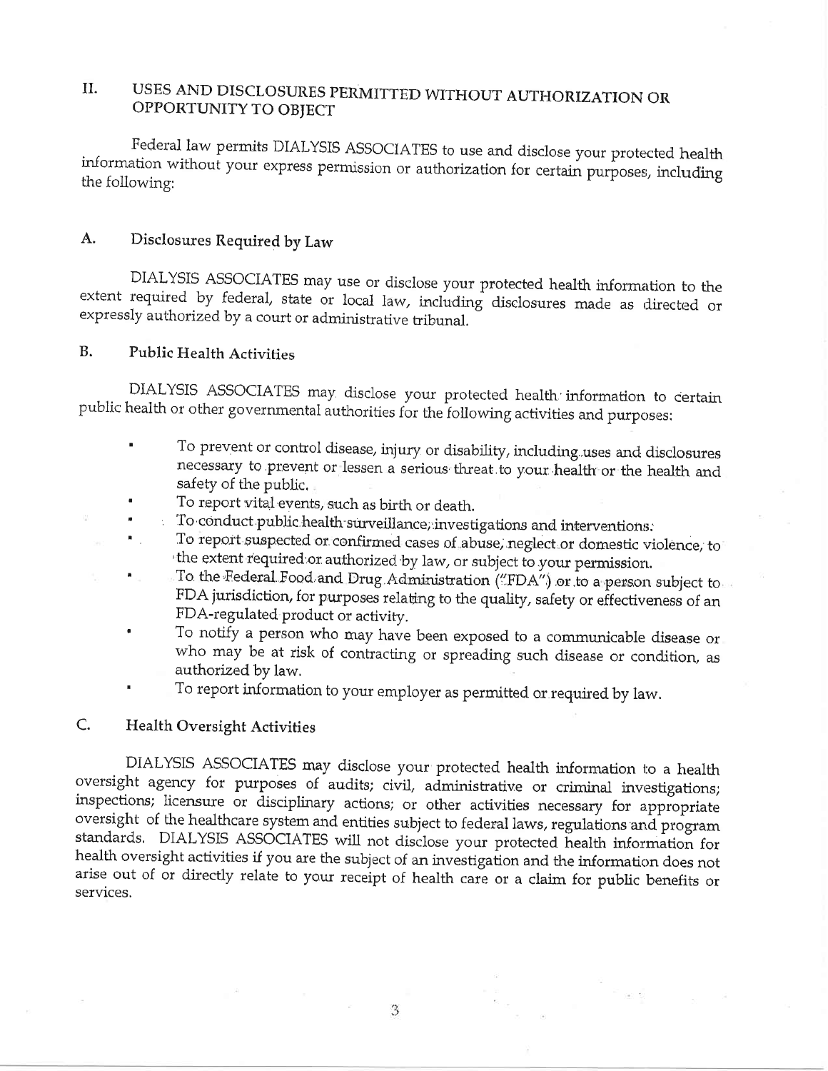## II. USES AND DISCLOSURES PERMITTED WITHOUT AUTHORIZATION OR OPPORTUNITY TO OBJECT

Federal law permits DIALYSIS ASSOCIATES to use and disclose your protected health information without your express permission or authorization for certain purposes, including the following:

### A. Disclosures Required by Law

DIALYSIS ASSOCIATES may use or disclose your protected health information to the extent required by federal, state or local law, including disclosures made as directed or expressly authorized by a court or administrative tribunal.

### B. Public Health Activities

DIALYSIS ASSOCIATES may disclose your protected health information to certain public health or other governmental authorities for the following activities and purposes:

- To prevent or control disease, injury or disability, including uses and disclosures necessary to prevent or lessen a serious threat to your health or the health and safety of the public.
- To report vital events, such as birth or death.
- To conduct public health surveillance, investigations and interventions.
- To report suspected or confirmed cases of abuse, neglect or domestic violence, to the extent required or authorized by law, or subject to your permission.
- To the Federal Food and Drug Administration ("FDA") or to a person subject to FDA jurisdiction, for purposes relating to the quality, safety or effectiveness of an FDA-regulated product or activity.
- To notify a person who may have been exposed to a communicable disease or who may be at risk of contracting or spreading such disease or condition, as authorized by law.
- To report information to your employer as permitted or required by law.

### C. Health Oversight Activities

DIALYSIS ASSOCIATES may disclose your protected health information to a health oversight agency for purposes of audits; civil, administrative or criminal investigations; inspections; licensure or disciplinary actions; or other activities necessary for appropriate oversight of the healthcare system and entities subject to federal laws, regulations and program standards. DIALYSIS ASSOCIATES will not disclose your protected health information for health oversight activities if you are the subject of an investigation and the information does not arise out of or directly relate to your receipt of health care or a claim for public benefits or services.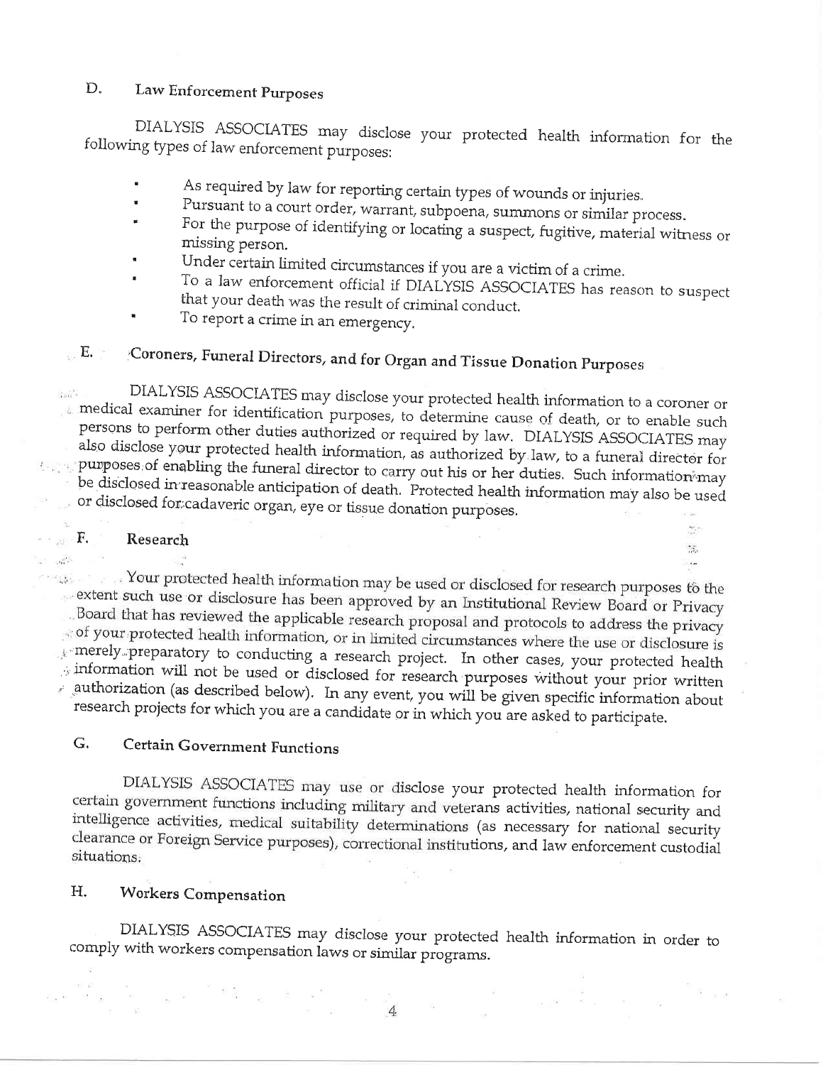### D. Law Enforcement Purposes

DIALYSIS ASSOCIATES may disclose your protected health information for the following types of law enforcement purposes:

- As required by law for reporting certain types of wounds or injuries.
- Pursuant to a court order, warrant, subpoena, summons or similar process.
- For the purpose of identifying or locating a suspect, fugitive, material witness or missing person.
- Under certain limited circumstances if you are a victim of a crime.
- To a law enforcement official if DIALYSIS ASSOCIATES has reason to suspect that your death was the result of criminal conduct.
- To report a crime in an emergency.

### E. Coroners, Funeral Directors, and for Organ and Tissue Donation Purposes

DIALYSIS ASSOCIATES may disclose your protected health information to a coroner or medical examiner for identification purposes, to determine cause of death, or to enable such persons to perform other duties authorized or required by law. DIALYSIS ASSOCIATES may also disclose your protected health information, as authorized by law, to a funeral director for purposes of enabling the funeral director to carry out his or her duties. Such information may be disclosed in reasonable anticipation of death. Protected health information may also be used or disclosed for cadaveric organ, eye or tissue donation purposes.

### F. Research

Your protected health information may be used or disclosed for research purposes to the extent such use or disclosure has been approved by an Institutional Review Board or Privacy Board that has reviewed the applicable research proposal and protocols to address the privacy of your protected health information, or in limited circumstances where the use or disclosure is merely preparatory to conducting a research project. In other cases, your protected health information will not be used or disclosed for research purposes without your prior written authorization (as described below). In any event, you will be given specific information about research projects for which you are a candidate or in which you are asked to participate.

### G. Certain Government Functions

DIALYSIS ASSOCIATES may use or disclose your protected health information for certain government functions including military and veterans activities, national security and intelligence activities, medical suitability determinations (as necessary for national security clearance or Foreign Service purposes), correctional institutions, and law enforcement custodial situations.

### H. Workers Compensation

DIALYSIS ASSOCIATES may disclose your protected health information in order to comply with workers compensation laws or similar programs.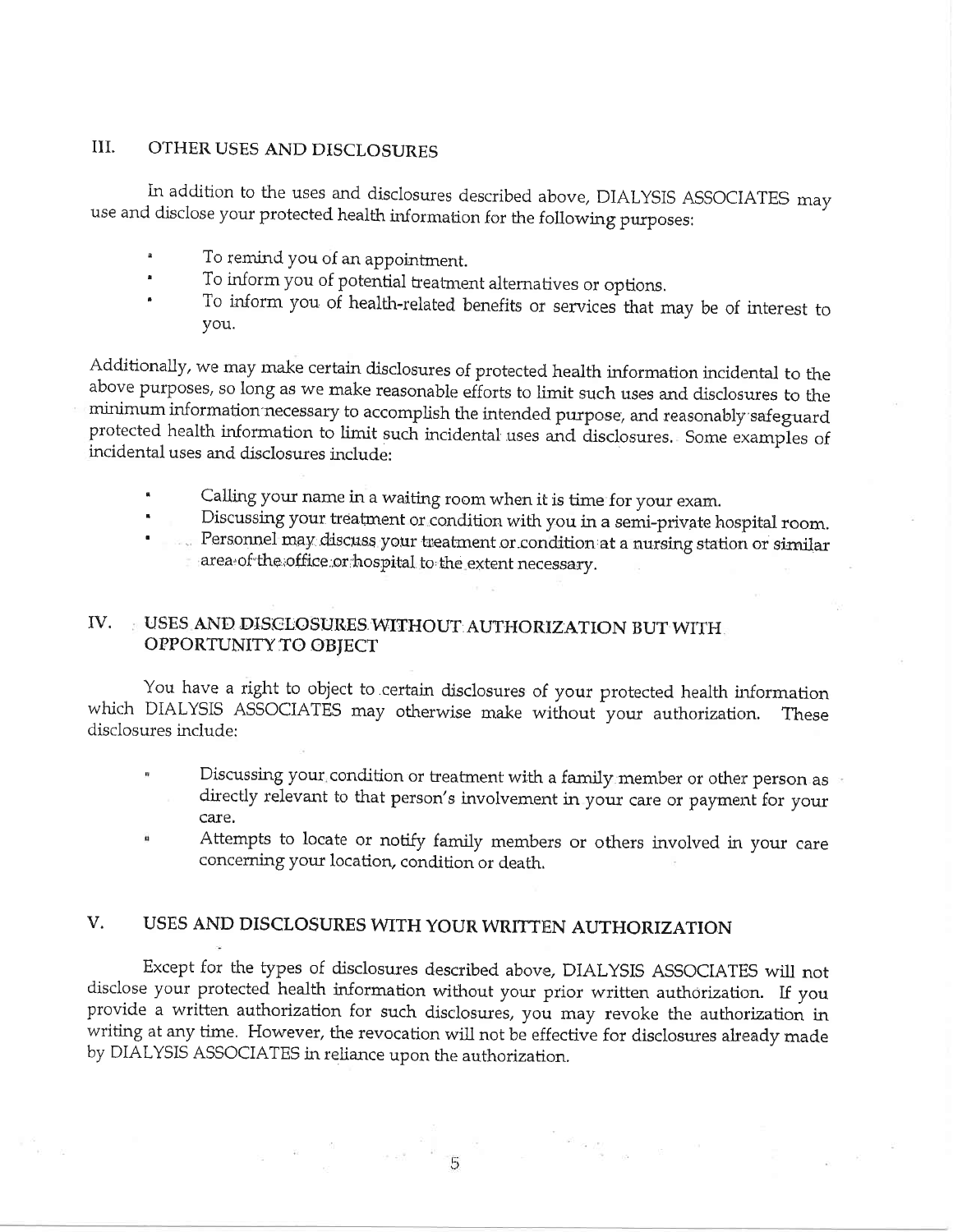## III. OTHER USES AND DISCLOSURES

In addition to the uses and disclosures described above, DIALYSIS ASSOCIATES may use and disclose your protected health information for the following purposes:

- To remind you of an appointment.
- To inform you of potential treatment alternatives or options.
- To inform you of health-related benefits or services that may be of interest to you.

Additionally, we may make certain disclosures of protected health information incidental to the above purposes, so long as we make reasonable efforts to limit such uses and disclosures to the minimum information necessary to accomplish the intended purpose, and reasonably safeguard protected health information to limit such incidental uses and disclosures. Some examples of incidental uses and disclosures include:

- Calling your name in a waiting room when it is time for your exam.
- Discussing your treatment or condition with you in a semi-private hospital room.
- Personnel may discuss your treatment or condition at a nursing station or similar area of the office or hospital to the extent necessary.

## IV. USES AND DISCLOSURES WITHOUT AUTHORIZATION BUT WITH OPPORTUNITY TO OBJECT

You have a right to object to certain disclosures of your protected health information which DIALYSIS ASSOCIATES may otherwise make without your authorization. These disclosures include:

- Discussing your condition or treatment with a family member or other person as directly relevant to that person's involvement in your care or payment for your care.
- Attempts to locate or notify family members or others involved in your care concerning your location, condition or death.

## V. USES AND DISCLOSURES WITH YOUR WRITTEN AUTHORIZATION

Except for the types of disclosures described above, DIALYSIS ASSOCIATES will not disclose your protected health information without your prior written authorization. If you provide a written authorization for such disclosures, you may revoke the authorization in writing at any time. However, the revocation will not be effective for disclosures already made by DIALYSIS ASSOCIATES in reliance upon the authorization.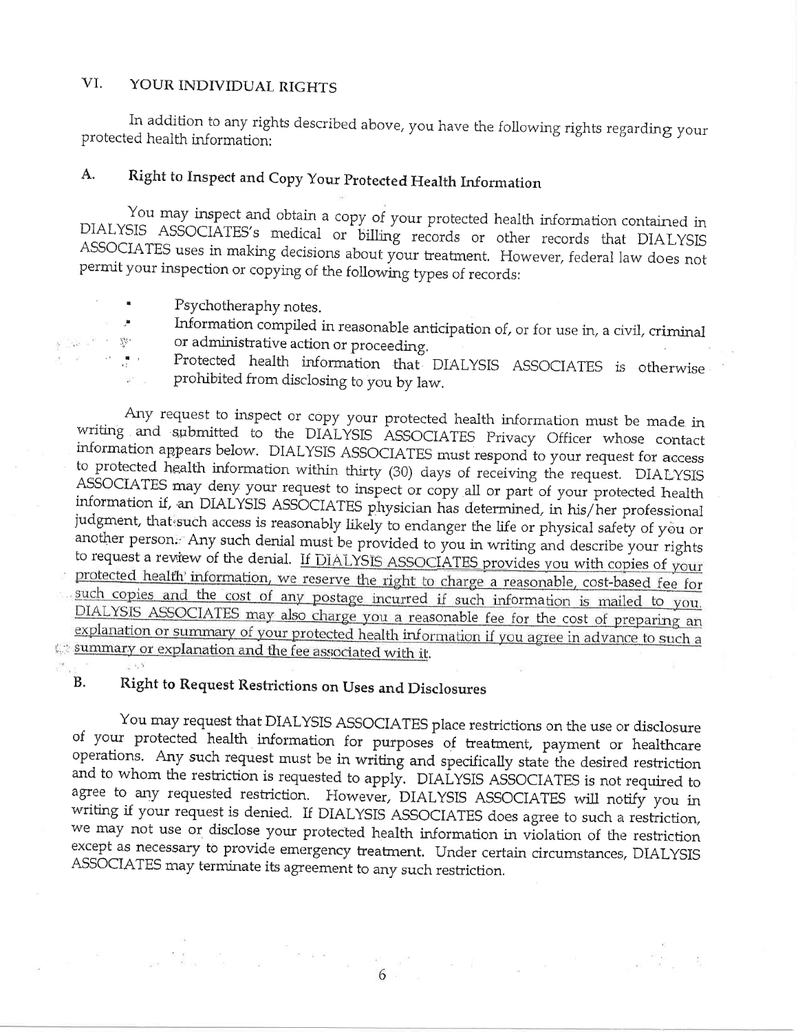## VI. YOUR INDIVIDUAL RIGHTS

In addition to any rights described above, you have the following rights regarding your protected health information:

### A. Right to Inspect and Copy Your Protected Health Information

You may inspect and obtain a copy of your protected health information contained in DIALYSIS ASSOCIATES's medical or billing records or other records that DIALYSIS ASSOCIATES uses in making decisions about your treatment. However, federal law does not permit your inspection or copying of the following types of records:

- Psychotherapy notes.
- Information compiled in reasonable anticipation of, or for use in, a civil, criminal or administrative action or proceeding.
- Protected health information that DIALYSIS ASSOCIATES is otherwise prohibited from disclosing to you by law.

Any request to inspect or copy your protected health information must be made in writing and submitted to the DIALYSIS ASSOCIATES Privacy Officer whose contact information appears below. DIALYSIS ASSOCIATES must respond to your request for access to protected health information within thirty (30) days of receiving the request. DIALYSIS ASSOCIATES may deny your request to inspect or copy all or part of your protected health information if, an DIALYSIS ASSOCIATES physician has determined, in his/her professional judgment, that such access is reasonably likely to endanger the life or physical safety of you or another person. Any such denial must be provided to you in writing and describe your rights to request a review of the denial. <u>If DIALYSIS ASSOCIATES provides you with copies of your protected health information, we reserve the right to charge a reasonable, cost-based fee for such copies and the cost of any postage incurred if such information is mailed to you. DIALYSIS ASSOCIATES may also charge you a reasonable fee for the cost of preparing an explanation or summary of your protected health information if you agree in advance to such a summary or explanation and the fee associated with it.</u>

### B. Right to Request Restrictions on Uses and Disclosures

You may request that DIALYSIS ASSOCIATES place restrictions on the use or disclosure of your protected health information for purposes of treatment, payment or healthcare operations. Any such request must be in writing and specifically state the desired restriction and to whom the restriction is requested to apply. DIALYSIS ASSOCIATES is not required to agree to any requested restriction. However, DIALYSIS ASSOCIATES will notify you in writing if your request is denied. If DIALYSIS ASSOCIATES does agree to such a restriction, we may not use or disclose your protected health information in violation of the restriction except as necessary to provide emergency treatment. Under certain circumstances, DIALYSIS ASSOCIATES may terminate its agreement to any such restriction.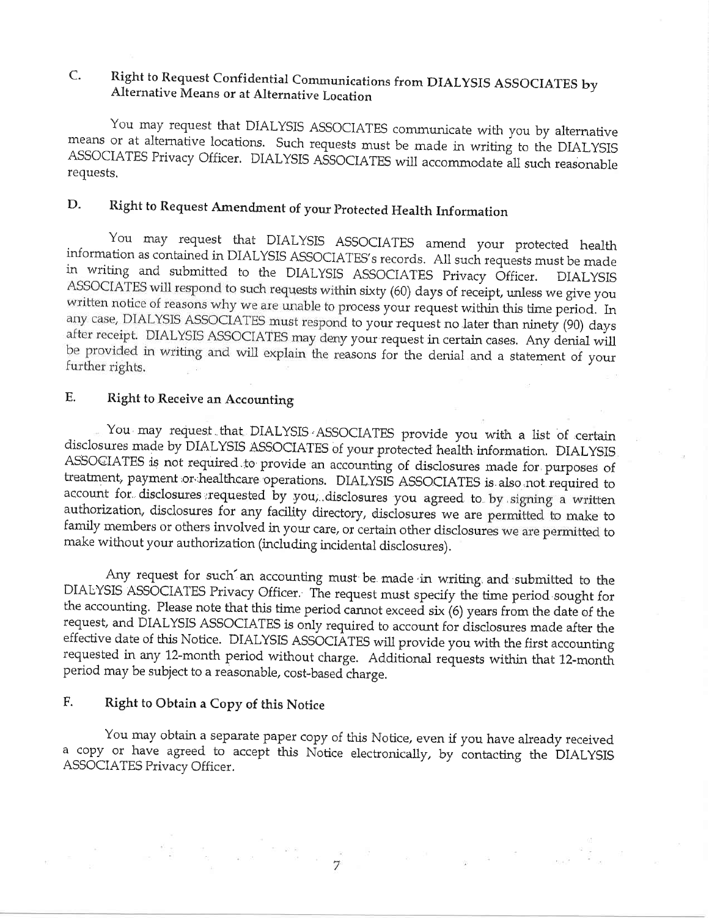### C. Right to Request Confidential Communications from DIALYSIS ASSOCIATES by Alternative Means or at Alternative Location

You may request that DIALYSIS ASSOCIATES communicate with you by alternative means or at alternative locations. Such requests must be made in writing to the DIALYSIS ASSOCIATES Privacy Officer. DIALYSIS ASSOCIATES will accommodate all such reasonable requests.

### D. Right to Request Amendment of your Protected Health Information

You may request that DIALYSIS ASSOCIATES amend your protected health information as contained in DIALYSIS ASSOCIATES's records. All such requests must be made in writing and submitted to the DIALYSIS ASSOCIATES Privacy Officer. DIALYSIS ASSOCIATES will respond to such requests within sixty (60) days of receipt, unless we give you written notice of reasons why we are unable to process your request within this time period. In any case, DIALYSIS ASSOCIATES must respond to your request no later than ninety (90) days after receipt. DIALYSIS ASSOCIATES may deny your request in certain cases. Any denial will be provided in writing and will explain the reasons for the denial and a statement of your further rights.

### E. Right to Receive an Accounting

You may request that DIALYSIS ASSOCIATES provide you with a list of certain disclosures made by DIALYSIS ASSOCIATES of your protected health information. DIALYSIS ASSOCIATES is not required to provide an accounting of disclosures made for purposes of treatment, payment or healthcare operations. DIALYSIS ASSOCIATES is also not required to account for disclosures requested by you, disclosures you agreed to by signing a written authorization, disclosures for any facility directory, disclosures we are permitted to make to family members or others involved in your care, or certain other disclosures we are permitted to make without your authorization (including incidental disclosures).

Any request for such an accounting must be made in writing and submitted to the DIALYSIS ASSOCIATES Privacy Officer. The request must specify the time period sought for the accounting. Please note that this time period cannot exceed six (6) years from the date of the request, and DIALYSIS ASSOCIATES is only required to account for disclosures made after the effective date of this Notice. DIALYSIS ASSOCIATES will provide you with the first accounting requested in any 12-month period without charge. Additional requests within that 12-month period may be subject to a reasonable, cost-based charge.

### F. Right to Obtain a Copy of this Notice

You may obtain a separate paper copy of this Notice, even if you have already received a copy or have agreed to accept this Notice electronically, by contacting the DIALYSIS ASSOCIATES Privacy Officer.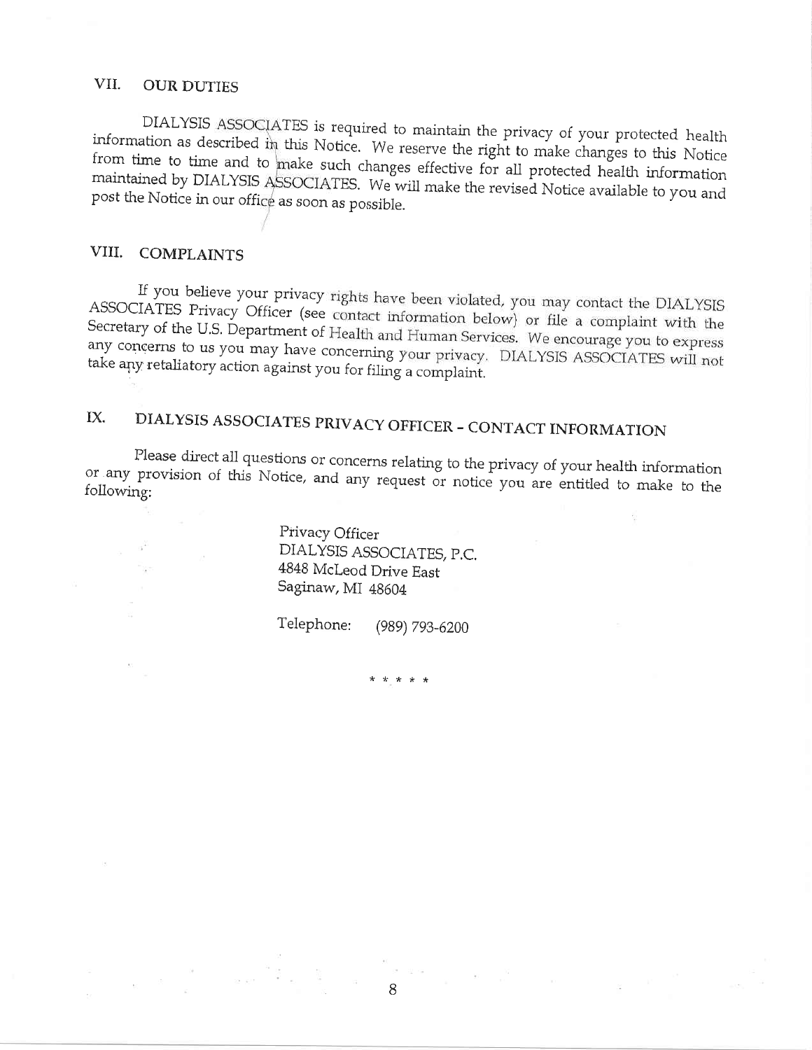## VII. OUR DUTIES

DIALYSIS ASSOCIATES is required to maintain the privacy of your protected health information as described in this Notice. We reserve the right to make changes to this Notice from time to time and to make such changes effective for all protected health information maintained by DIALYSIS ASSOCIATES. We will make the revised Notice available to you and post the Notice in our office as soon as possible.

## VIII. COMPLAINTS

If you believe your privacy rights have been violated, you may contact the DIALYSIS ASSOCIATES Privacy Officer (see contact information below) or file a complaint with the Secretary of the U.S. Department of Health and Human Services. We encourage you to express any concerns to us you may have concerning your privacy. DIALYSIS ASSOCIATES will not take any retaliatory action against you for filing a complaint.

## IX. DIALYSIS ASSOCIATES PRIVACY OFFICER - CONTACT INFORMATION

Please direct all questions or concerns relating to the privacy of your health information or any provision of this Notice, and any request or notice you are entitled to make to the following:

Privacy Officer  
DIALYSIS ASSOCIATES, P.C.  
4848 McLeod Drive East  
Saginaw, MI 48604

Telephone: (989) 793-6200

\* \* \* \* \*